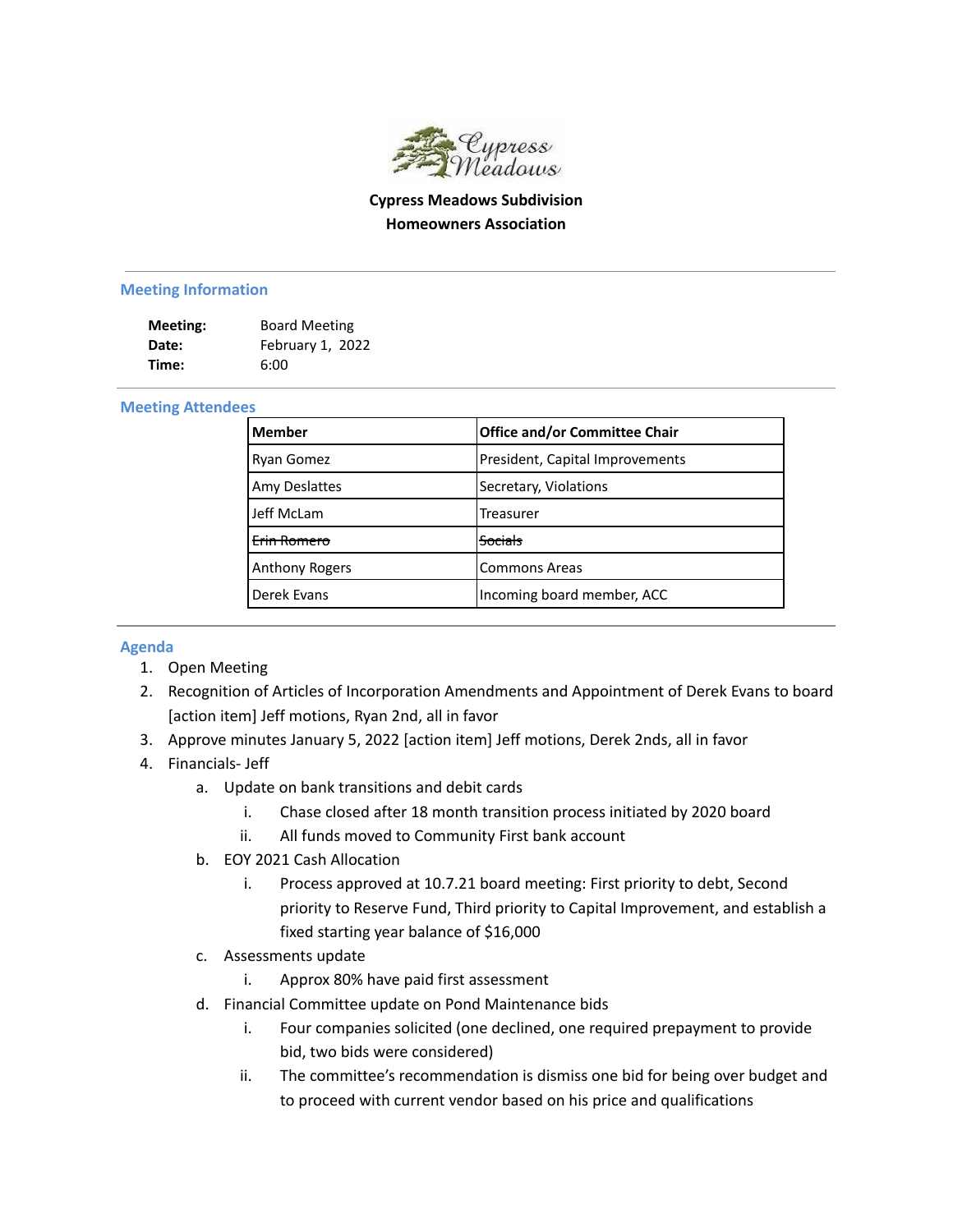**Cypress Meadows Subdivision**
**Homeowners Association**

## Meeting Information

**Meeting:** Board Meeting
**Date:** February 1, 2022
**Time:** 6:00

## Meeting Attendees

| Member | Office and/or Committee Chair |
|---|---|
| Ryan Gomez | President, Capital Improvements |
| Amy Deslattes | Secretary, Violations |
| Jeff McLam | Treasurer |
| ~~Erin Romero~~ | ~~Socials~~ |
| Anthony Rogers | Commons Areas |
| Derek Evans | Incoming board member, ACC |

## Agenda

1. Open Meeting
2. Recognition of Articles of Incorporation Amendments and Appointment of Derek Evans to board [action item] Jeff motions, Ryan 2nd, all in favor
3. Approve minutes January 5, 2022 [action item] Jeff motions, Derek 2nds, all in favor
4. Financials- Jeff
   a. Update on bank transitions and debit cards
      i. Chase closed after 18 month transition process initiated by 2020 board
      ii. All funds moved to Community First bank account
   b. EOY 2021 Cash Allocation
      i. Process approved at 10.7.21 board meeting: First priority to debt, Second priority to Reserve Fund, Third priority to Capital Improvement, and establish a fixed starting year balance of $16,000
   c. Assessments update
      i. Approx 80% have paid first assessment
   d. Financial Committee update on Pond Maintenance bids
      i. Four companies solicited (one declined, one required prepayment to provide bid, two bids were considered)
      ii. The committee's recommendation is dismiss one bid for being over budget and to proceed with current vendor based on his price and qualifications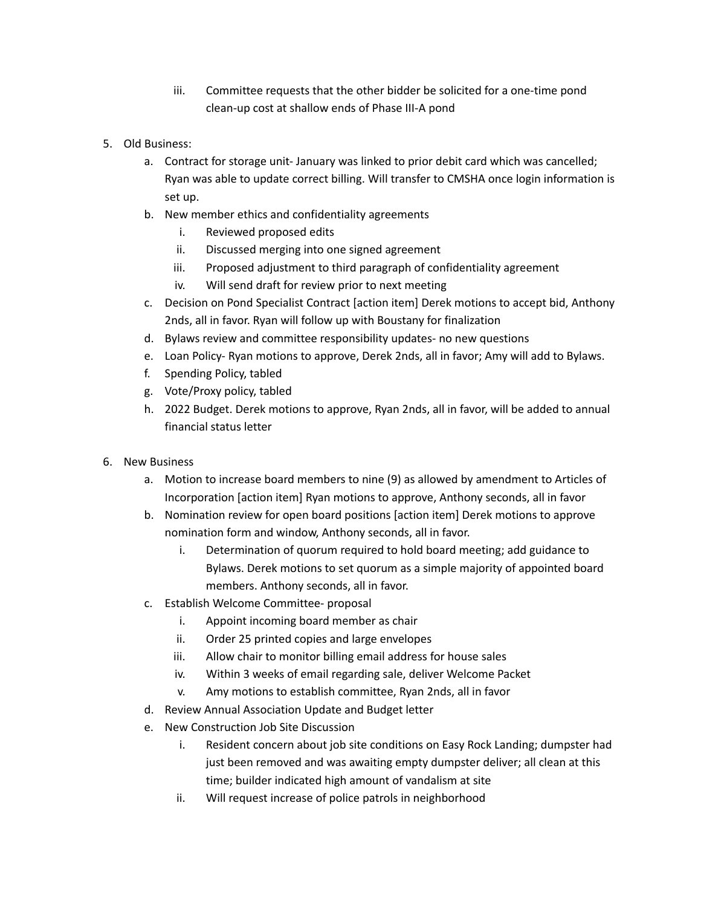iii. Committee requests that the other bidder be solicited for a one-time pond clean-up cost at shallow ends of Phase III-A pond

5. Old Business:
   a. Contract for storage unit- January was linked to prior debit card which was cancelled; Ryan was able to update correct billing. Will transfer to CMSHA once login information is set up.
   b. New member ethics and confidentiality agreements
      i. Reviewed proposed edits
      ii. Discussed merging into one signed agreement
      iii. Proposed adjustment to third paragraph of confidentiality agreement
      iv. Will send draft for review prior to next meeting
   c. Decision on Pond Specialist Contract [action item] Derek motions to accept bid, Anthony 2nds, all in favor. Ryan will follow up with Boustany for finalization
   d. Bylaws review and committee responsibility updates- no new questions
   e. Loan Policy- Ryan motions to approve, Derek 2nds, all in favor; Amy will add to Bylaws.
   f. Spending Policy, tabled
   g. Vote/Proxy policy, tabled
   h. 2022 Budget. Derek motions to approve, Ryan 2nds, all in favor, will be added to annual financial status letter

6. New Business
   a. Motion to increase board members to nine (9) as allowed by amendment to Articles of Incorporation [action item] Ryan motions to approve, Anthony seconds, all in favor
   b. Nomination review for open board positions [action item] Derek motions to approve nomination form and window, Anthony seconds, all in favor.
      i. Determination of quorum required to hold board meeting; add guidance to Bylaws. Derek motions to set quorum as a simple majority of appointed board members. Anthony seconds, all in favor.
   c. Establish Welcome Committee- proposal
      i. Appoint incoming board member as chair
      ii. Order 25 printed copies and large envelopes
      iii. Allow chair to monitor billing email address for house sales
      iv. Within 3 weeks of email regarding sale, deliver Welcome Packet
      v. Amy motions to establish committee, Ryan 2nds, all in favor
   d. Review Annual Association Update and Budget letter
   e. New Construction Job Site Discussion
      i. Resident concern about job site conditions on Easy Rock Landing; dumpster had just been removed and was awaiting empty dumpster deliver; all clean at this time; builder indicated high amount of vandalism at site
      ii. Will request increase of police patrols in neighborhood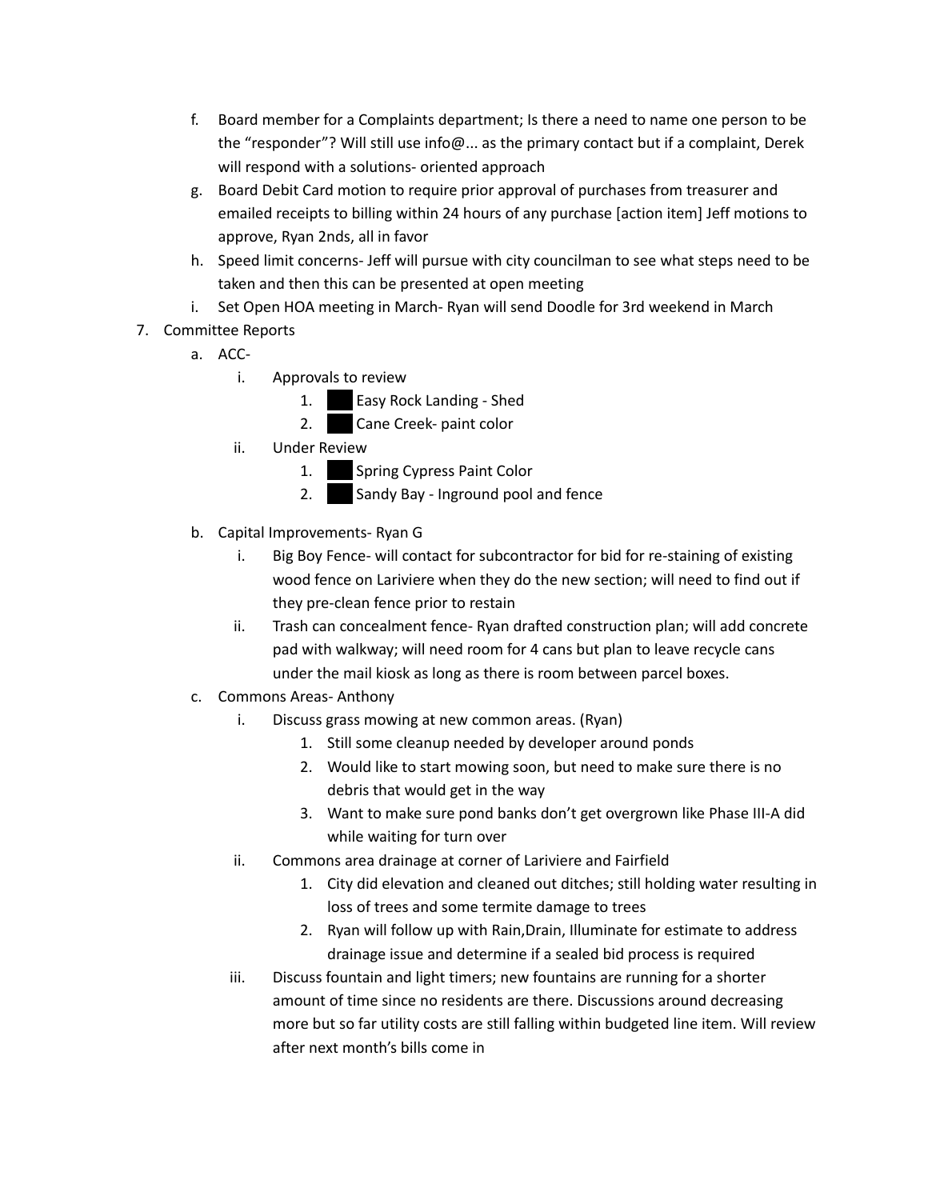f. Board member for a Complaints department; Is there a need to name one person to be the "responder"? Will still use info@... as the primary contact but if a complaint, Derek will respond with a solutions- oriented approach
   g. Board Debit Card motion to require prior approval of purchases from treasurer and emailed receipts to billing within 24 hours of any purchase [action item] Jeff motions to approve, Ryan 2nds, all in favor
   h. Speed limit concerns- Jeff will pursue with city councilman to see what steps need to be taken and then this can be presented at open meeting
   i. Set Open HOA meeting in March- Ryan will send Doodle for 3rd weekend in March

7. Committee Reports
   a. ACC-
      i. Approvals to review
         1. ███ Easy Rock Landing - Shed
         2. ███ Cane Creek- paint color
      ii. Under Review
         1. ███ Spring Cypress Paint Color
         2. ███ Sandy Bay - Inground pool and fence
   b. Capital Improvements- Ryan G
      i. Big Boy Fence- will contact for subcontractor for bid for re-staining of existing wood fence on Lariviere when they do the new section; will need to find out if they pre-clean fence prior to restain
      ii. Trash can concealment fence- Ryan drafted construction plan; will add concrete pad with walkway; will need room for 4 cans but plan to leave recycle cans under the mail kiosk as long as there is room between parcel boxes.
   c. Commons Areas- Anthony
      i. Discuss grass mowing at new common areas. (Ryan)
         1. Still some cleanup needed by developer around ponds
         2. Would like to start mowing soon, but need to make sure there is no debris that would get in the way
         3. Want to make sure pond banks don't get overgrown like Phase III-A did while waiting for turn over
      ii. Commons area drainage at corner of Lariviere and Fairfield
         1. City did elevation and cleaned out ditches; still holding water resulting in loss of trees and some termite damage to trees
         2. Ryan will follow up with Rain,Drain, Illuminate for estimate to address drainage issue and determine if a sealed bid process is required
      iii. Discuss fountain and light timers; new fountains are running for a shorter amount of time since no residents are there. Discussions around decreasing more but so far utility costs are still falling within budgeted line item. Will review after next month's bills come in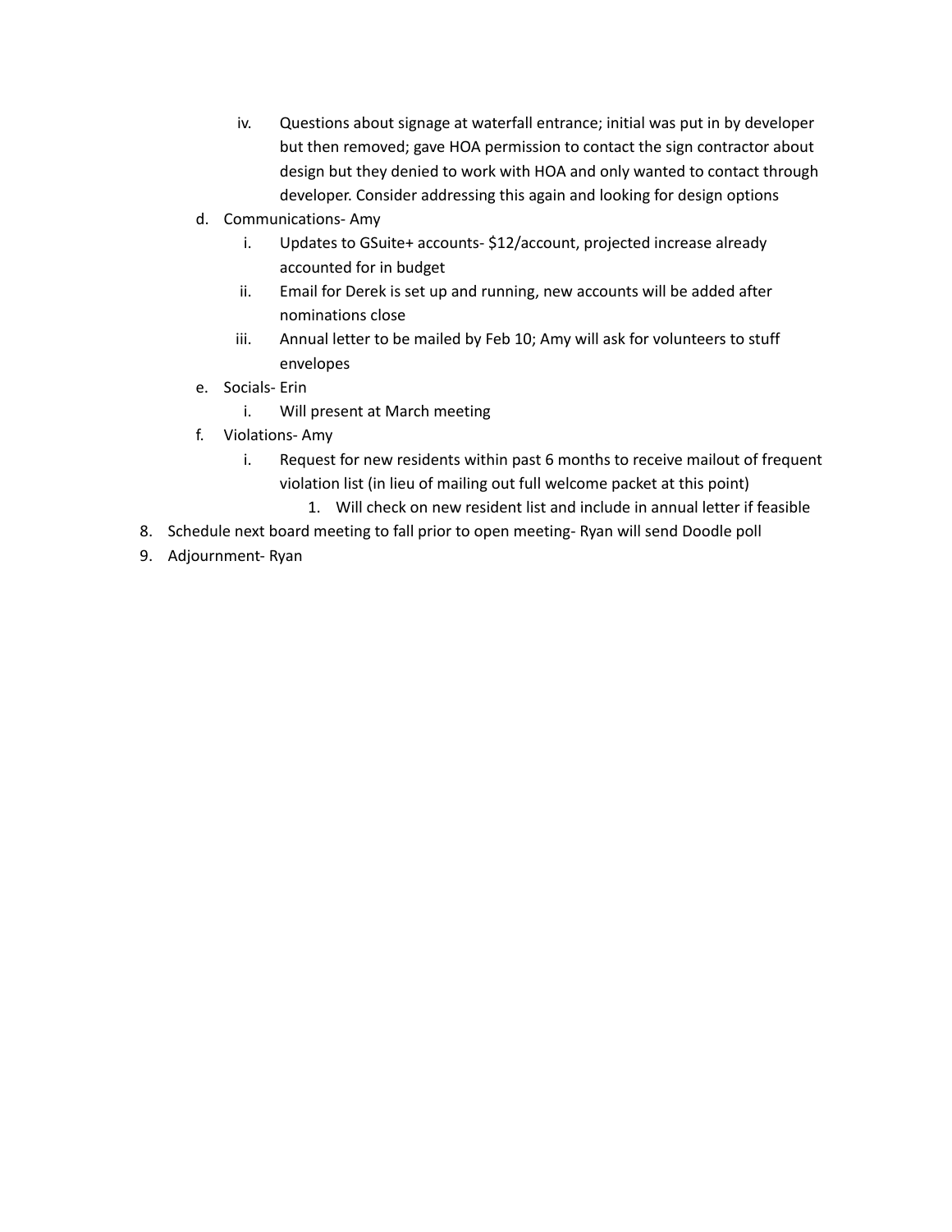iv. Questions about signage at waterfall entrance; initial was put in by developer but then removed; gave HOA permission to contact the sign contractor about design but they denied to work with HOA and only wanted to contact through developer. Consider addressing this again and looking for design options

d. Communications- Amy
   i. Updates to GSuite+ accounts- $12/account, projected increase already accounted for in budget
   ii. Email for Derek is set up and running, new accounts will be added after nominations close
   iii. Annual letter to be mailed by Feb 10; Amy will ask for volunteers to stuff envelopes

e. Socials- Erin
   i. Will present at March meeting

f. Violations- Amy
   i. Request for new residents within past 6 months to receive mailout of frequent violation list (in lieu of mailing out full welcome packet at this point)
      1. Will check on new resident list and include in annual letter if feasible

8. Schedule next board meeting to fall prior to open meeting- Ryan will send Doodle poll
9. Adjournment- Ryan